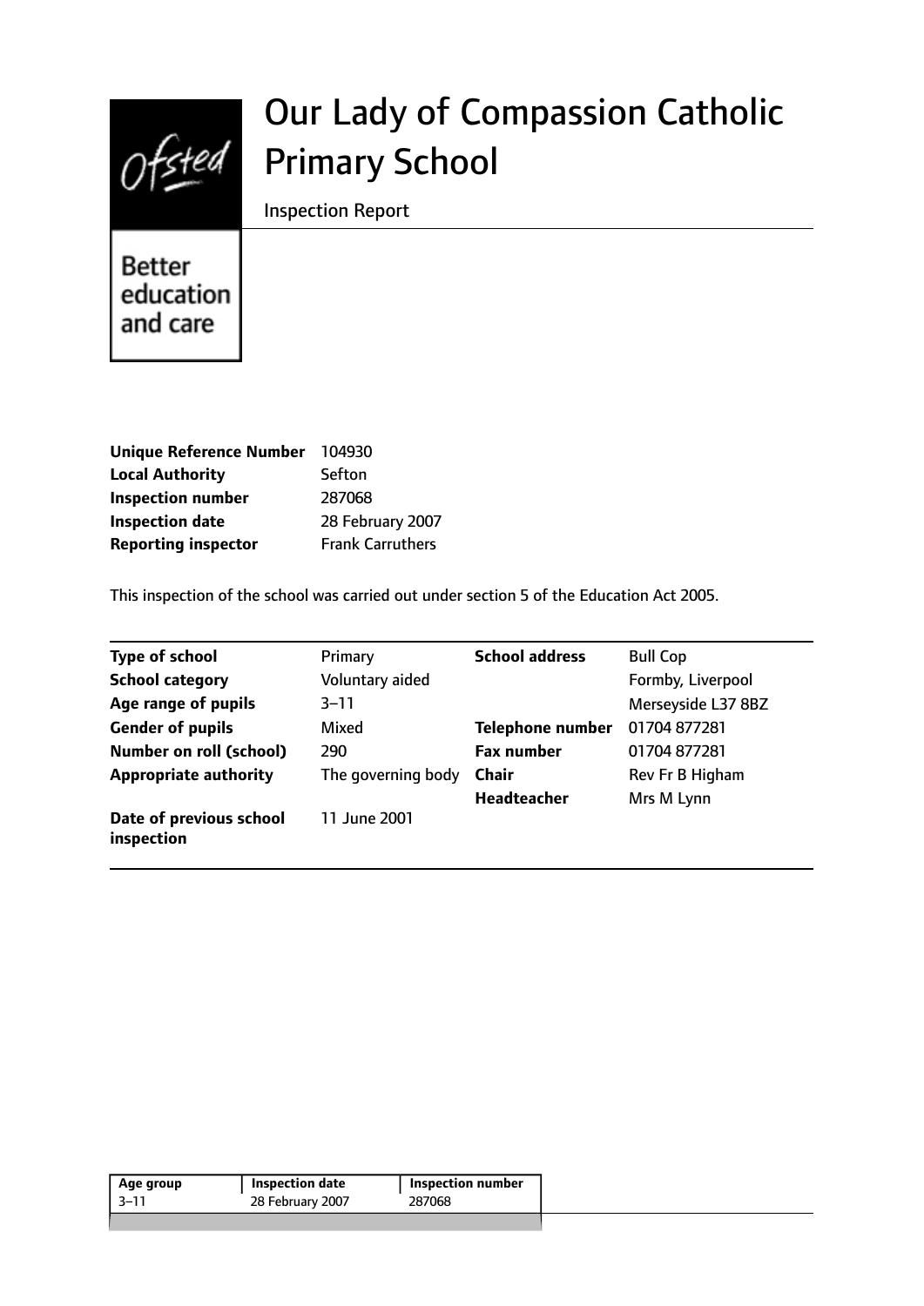# Our Lady of Compassion Catholic Primary School

Inspection Report

Better education and care

| | |
|---|---|
| **Unique Reference Number** | 104930 |
| **Local Authority** | Sefton |
| **Inspection number** | 287068 |
| **Inspection date** | 28 February 2007 |
| **Reporting inspector** | Frank Carruthers |

This inspection of the school was carried out under section 5 of the Education Act 2005.

| | | | |
|---|---|---|---|
| **Type of school** | Primary | **School address** | Bull Cop |
| **School category** | Voluntary aided | | Formby, Liverpool |
| **Age range of pupils** | 3–11 | | Merseyside L37 8BZ |
| **Gender of pupils** | Mixed | **Telephone number** | 01704 877281 |
| **Number on roll (school)** | 290 | **Fax number** | 01704 877281 |
| **Appropriate authority** | The governing body | **Chair** | Rev Fr B Higham |
| | | **Headteacher** | Mrs M Lynn |
| **Date of previous school inspection** | 11 June 2001 | | |

| Age group | Inspection date | Inspection number |
|---|---|---|
| 3–11 | 28 February 2007 | 287068 |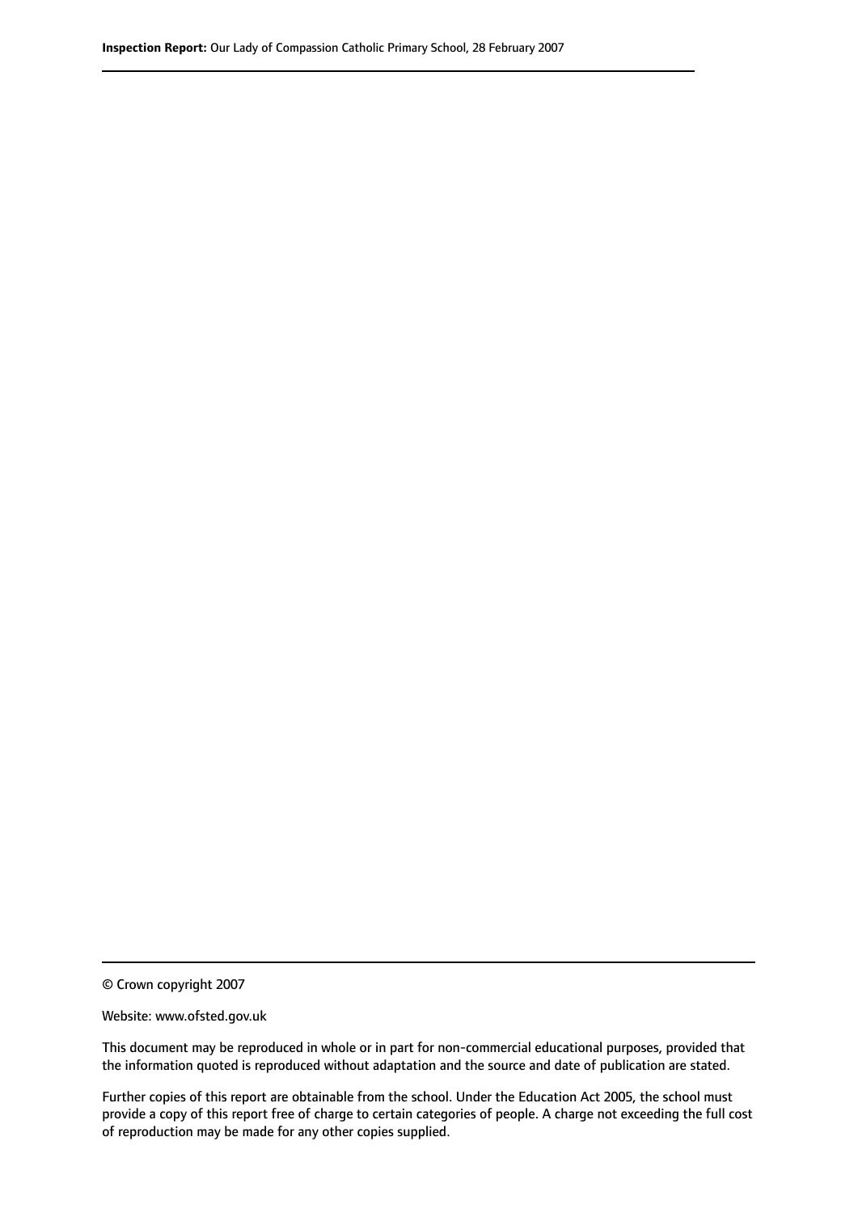© Crown copyright 2007

Website: www.ofsted.gov.uk

This document may be reproduced in whole or in part for non-commercial educational purposes, provided that the information quoted is reproduced without adaptation and the source and date of publication are stated.

Further copies of this report are obtainable from the school. Under the Education Act 2005, the school must provide a copy of this report free of charge to certain categories of people. A charge not exceeding the full cost of reproduction may be made for any other copies supplied.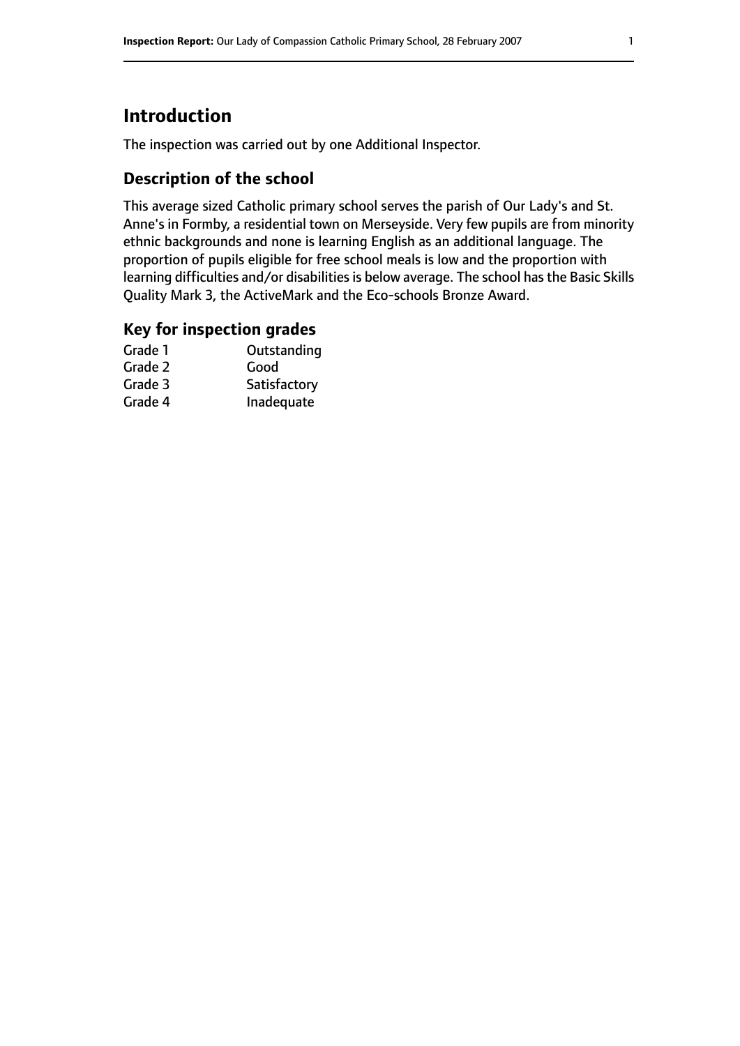## Introduction

The inspection was carried out by one Additional Inspector.

### Description of the school

This average sized Catholic primary school serves the parish of Our Lady's and St. Anne's in Formby, a residential town on Merseyside. Very few pupils are from minority ethnic backgrounds and none is learning English as an additional language. The proportion of pupils eligible for free school meals is low and the proportion with learning difficulties and/or disabilities is below average. The school has the Basic Skills Quality Mark 3, the ActiveMark and the Eco-schools Bronze Award.

### Key for inspection grades

| | |
|---|---|
| Grade 1 | Outstanding |
| Grade 2 | Good |
| Grade 3 | Satisfactory |
| Grade 4 | Inadequate |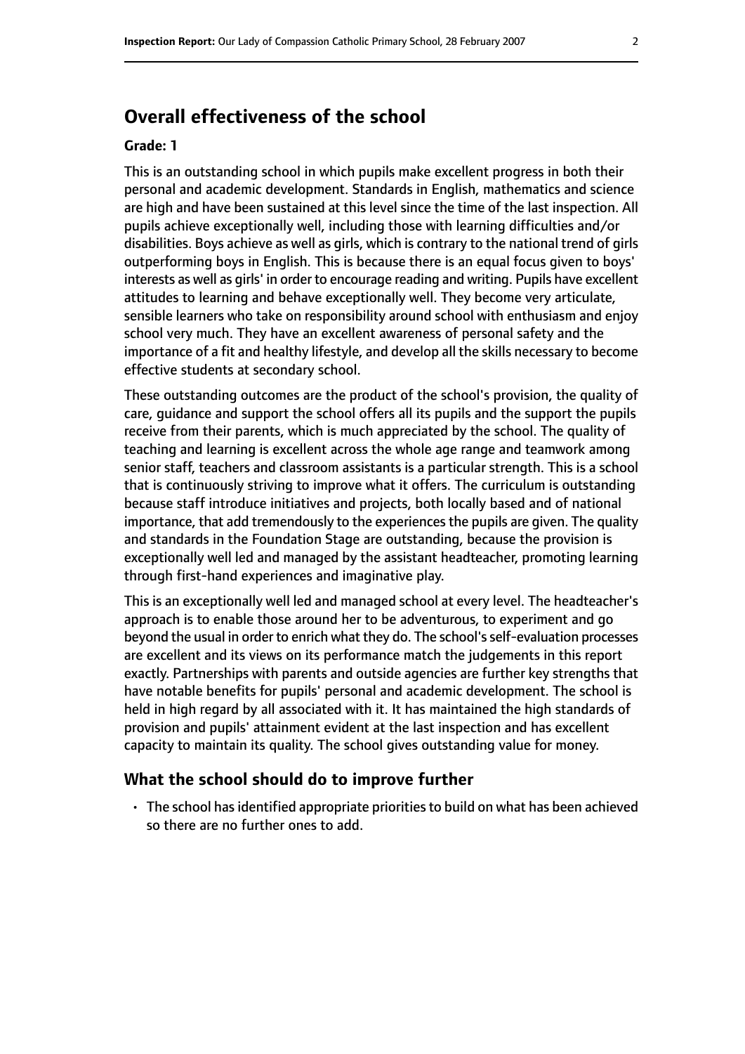## Overall effectiveness of the school

**Grade: 1**

This is an outstanding school in which pupils make excellent progress in both their personal and academic development. Standards in English, mathematics and science are high and have been sustained at this level since the time of the last inspection. All pupils achieve exceptionally well, including those with learning difficulties and/or disabilities. Boys achieve as well as girls, which is contrary to the national trend of girls outperforming boys in English. This is because there is an equal focus given to boys' interests as well as girls' in order to encourage reading and writing. Pupils have excellent attitudes to learning and behave exceptionally well. They become very articulate, sensible learners who take on responsibility around school with enthusiasm and enjoy school very much. They have an excellent awareness of personal safety and the importance of a fit and healthy lifestyle, and develop all the skills necessary to become effective students at secondary school.

These outstanding outcomes are the product of the school's provision, the quality of care, guidance and support the school offers all its pupils and the support the pupils receive from their parents, which is much appreciated by the school. The quality of teaching and learning is excellent across the whole age range and teamwork among senior staff, teachers and classroom assistants is a particular strength. This is a school that is continuously striving to improve what it offers. The curriculum is outstanding because staff introduce initiatives and projects, both locally based and of national importance, that add tremendously to the experiences the pupils are given. The quality and standards in the Foundation Stage are outstanding, because the provision is exceptionally well led and managed by the assistant headteacher, promoting learning through first-hand experiences and imaginative play.

This is an exceptionally well led and managed school at every level. The headteacher's approach is to enable those around her to be adventurous, to experiment and go beyond the usual in order to enrich what they do. The school's self-evaluation processes are excellent and its views on its performance match the judgements in this report exactly. Partnerships with parents and outside agencies are further key strengths that have notable benefits for pupils' personal and academic development. The school is held in high regard by all associated with it. It has maintained the high standards of provision and pupils' attainment evident at the last inspection and has excellent capacity to maintain its quality. The school gives outstanding value for money.

### What the school should do to improve further

- The school has identified appropriate priorities to build on what has been achieved so there are no further ones to add.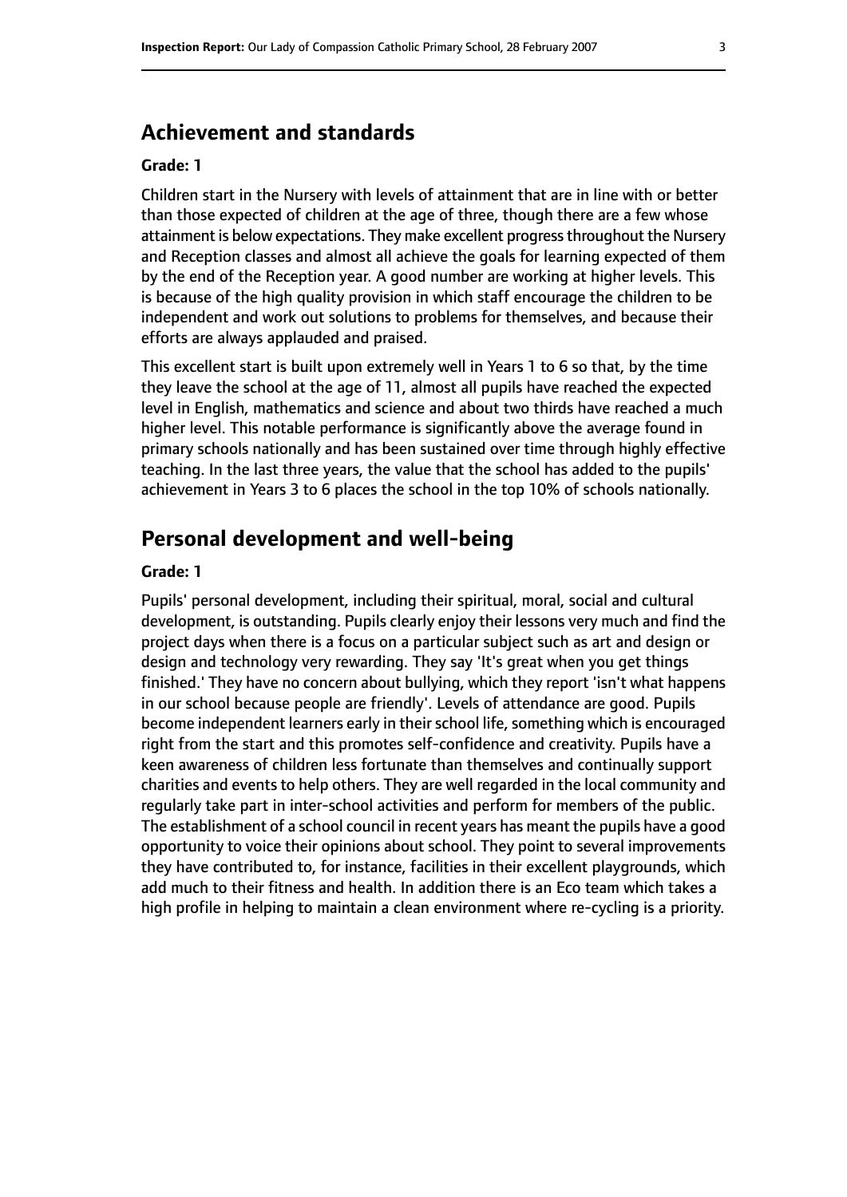## Achievement and standards

**Grade: 1**

Children start in the Nursery with levels of attainment that are in line with or better than those expected of children at the age of three, though there are a few whose attainment is below expectations. They make excellent progress throughout the Nursery and Reception classes and almost all achieve the goals for learning expected of them by the end of the Reception year. A good number are working at higher levels. This is because of the high quality provision in which staff encourage the children to be independent and work out solutions to problems for themselves, and because their efforts are always applauded and praised.

This excellent start is built upon extremely well in Years 1 to 6 so that, by the time they leave the school at the age of 11, almost all pupils have reached the expected level in English, mathematics and science and about two thirds have reached a much higher level. This notable performance is significantly above the average found in primary schools nationally and has been sustained over time through highly effective teaching. In the last three years, the value that the school has added to the pupils' achievement in Years 3 to 6 places the school in the top 10% of schools nationally.

## Personal development and well-being

**Grade: 1**

Pupils' personal development, including their spiritual, moral, social and cultural development, is outstanding. Pupils clearly enjoy their lessons very much and find the project days when there is a focus on a particular subject such as art and design or design and technology very rewarding. They say 'It's great when you get things finished.' They have no concern about bullying, which they report 'isn't what happens in our school because people are friendly'. Levels of attendance are good. Pupils become independent learners early in their school life, something which is encouraged right from the start and this promotes self-confidence and creativity. Pupils have a keen awareness of children less fortunate than themselves and continually support charities and events to help others. They are well regarded in the local community and regularly take part in inter-school activities and perform for members of the public. The establishment of a school council in recent years has meant the pupils have a good opportunity to voice their opinions about school. They point to several improvements they have contributed to, for instance, facilities in their excellent playgrounds, which add much to their fitness and health. In addition there is an Eco team which takes a high profile in helping to maintain a clean environment where re-cycling is a priority.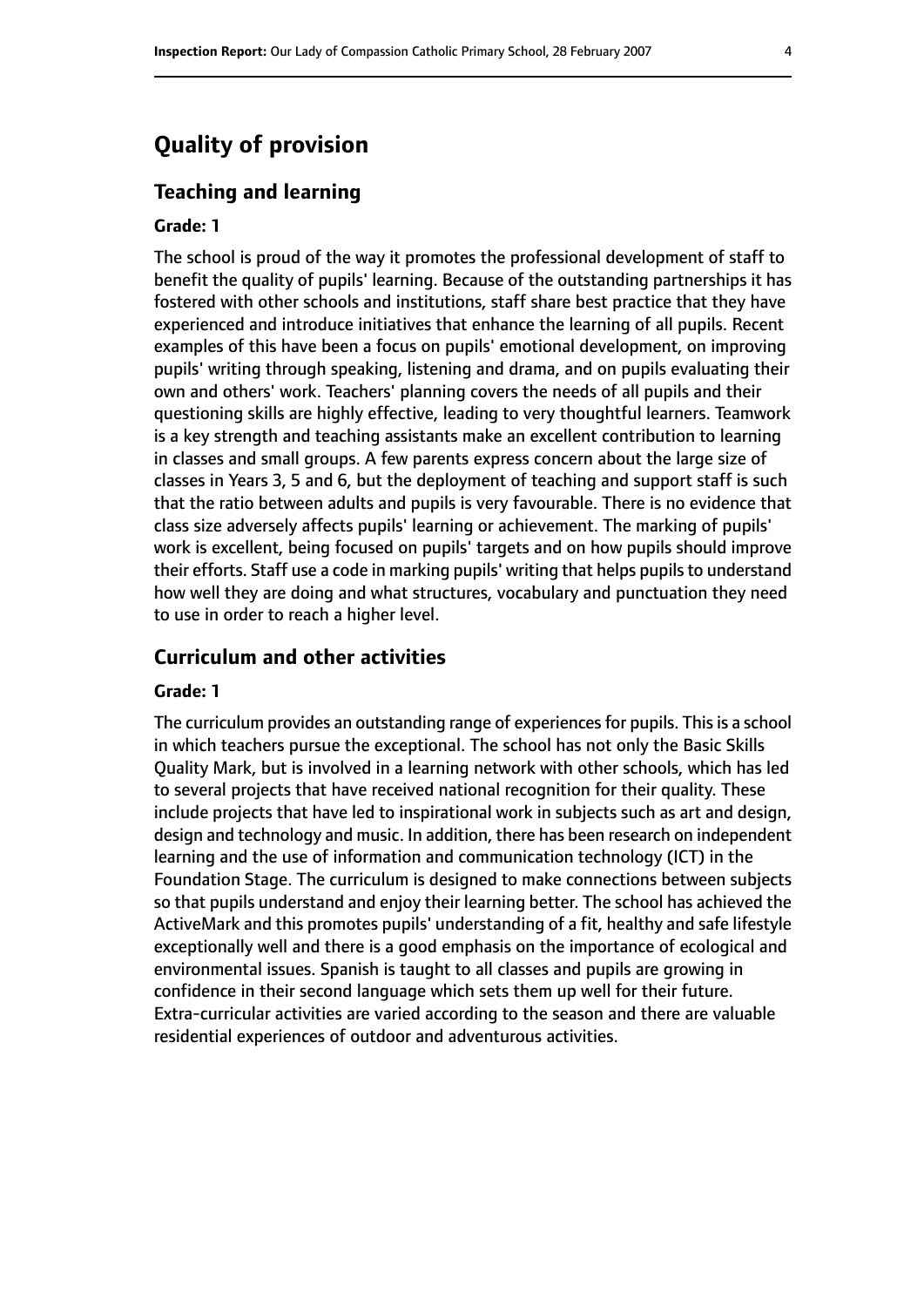# Quality of provision

## Teaching and learning

**Grade: 1**

The school is proud of the way it promotes the professional development of staff to benefit the quality of pupils' learning. Because of the outstanding partnerships it has fostered with other schools and institutions, staff share best practice that they have experienced and introduce initiatives that enhance the learning of all pupils. Recent examples of this have been a focus on pupils' emotional development, on improving pupils' writing through speaking, listening and drama, and on pupils evaluating their own and others' work. Teachers' planning covers the needs of all pupils and their questioning skills are highly effective, leading to very thoughtful learners. Teamwork is a key strength and teaching assistants make an excellent contribution to learning in classes and small groups. A few parents express concern about the large size of classes in Years 3, 5 and 6, but the deployment of teaching and support staff is such that the ratio between adults and pupils is very favourable. There is no evidence that class size adversely affects pupils' learning or achievement. The marking of pupils' work is excellent, being focused on pupils' targets and on how pupils should improve their efforts. Staff use a code in marking pupils' writing that helps pupils to understand how well they are doing and what structures, vocabulary and punctuation they need to use in order to reach a higher level.

## Curriculum and other activities

**Grade: 1**

The curriculum provides an outstanding range of experiences for pupils. This is a school in which teachers pursue the exceptional. The school has not only the Basic Skills Quality Mark, but is involved in a learning network with other schools, which has led to several projects that have received national recognition for their quality. These include projects that have led to inspirational work in subjects such as art and design, design and technology and music. In addition, there has been research on independent learning and the use of information and communication technology (ICT) in the Foundation Stage. The curriculum is designed to make connections between subjects so that pupils understand and enjoy their learning better. The school has achieved the ActiveMark and this promotes pupils' understanding of a fit, healthy and safe lifestyle exceptionally well and there is a good emphasis on the importance of ecological and environmental issues. Spanish is taught to all classes and pupils are growing in confidence in their second language which sets them up well for their future. Extra-curricular activities are varied according to the season and there are valuable residential experiences of outdoor and adventurous activities.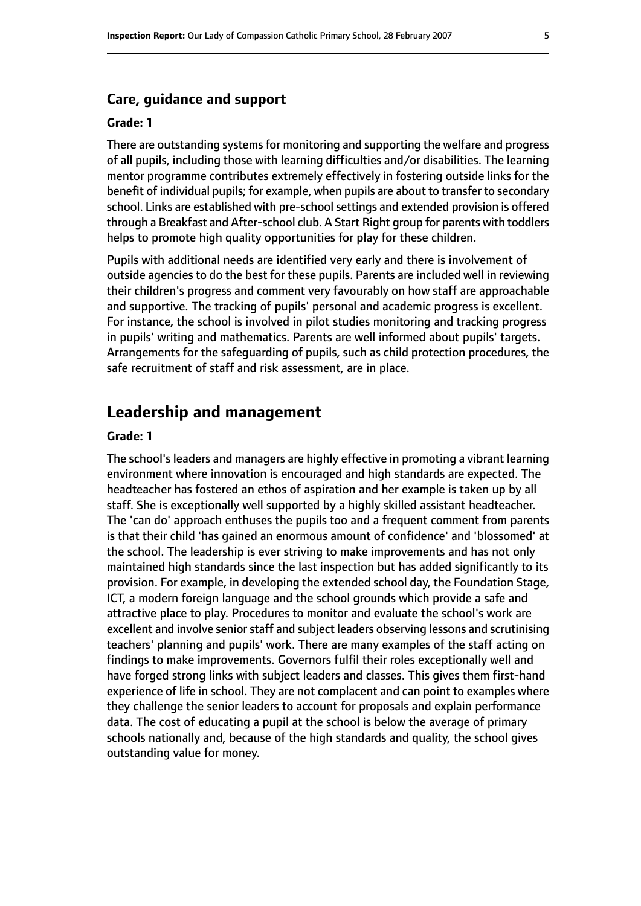### Care, guidance and support

#### Grade: 1

There are outstanding systems for monitoring and supporting the welfare and progress of all pupils, including those with learning difficulties and/or disabilities. The learning mentor programme contributes extremely effectively in fostering outside links for the benefit of individual pupils; for example, when pupils are about to transfer to secondary school. Links are established with pre-school settings and extended provision is offered through a Breakfast and After-school club. A Start Right group for parents with toddlers helps to promote high quality opportunities for play for these children.

Pupils with additional needs are identified very early and there is involvement of outside agencies to do the best for these pupils. Parents are included well in reviewing their children's progress and comment very favourably on how staff are approachable and supportive. The tracking of pupils' personal and academic progress is excellent. For instance, the school is involved in pilot studies monitoring and tracking progress in pupils' writing and mathematics. Parents are well informed about pupils' targets. Arrangements for the safeguarding of pupils, such as child protection procedures, the safe recruitment of staff and risk assessment, are in place.

## Leadership and management

#### Grade: 1

The school's leaders and managers are highly effective in promoting a vibrant learning environment where innovation is encouraged and high standards are expected. The headteacher has fostered an ethos of aspiration and her example is taken up by all staff. She is exceptionally well supported by a highly skilled assistant headteacher. The 'can do' approach enthuses the pupils too and a frequent comment from parents is that their child 'has gained an enormous amount of confidence' and 'blossomed' at the school. The leadership is ever striving to make improvements and has not only maintained high standards since the last inspection but has added significantly to its provision. For example, in developing the extended school day, the Foundation Stage, ICT, a modern foreign language and the school grounds which provide a safe and attractive place to play. Procedures to monitor and evaluate the school's work are excellent and involve senior staff and subject leaders observing lessons and scrutinising teachers' planning and pupils' work. There are many examples of the staff acting on findings to make improvements. Governors fulfil their roles exceptionally well and have forged strong links with subject leaders and classes. This gives them first-hand experience of life in school. They are not complacent and can point to examples where they challenge the senior leaders to account for proposals and explain performance data. The cost of educating a pupil at the school is below the average of primary schools nationally and, because of the high standards and quality, the school gives outstanding value for money.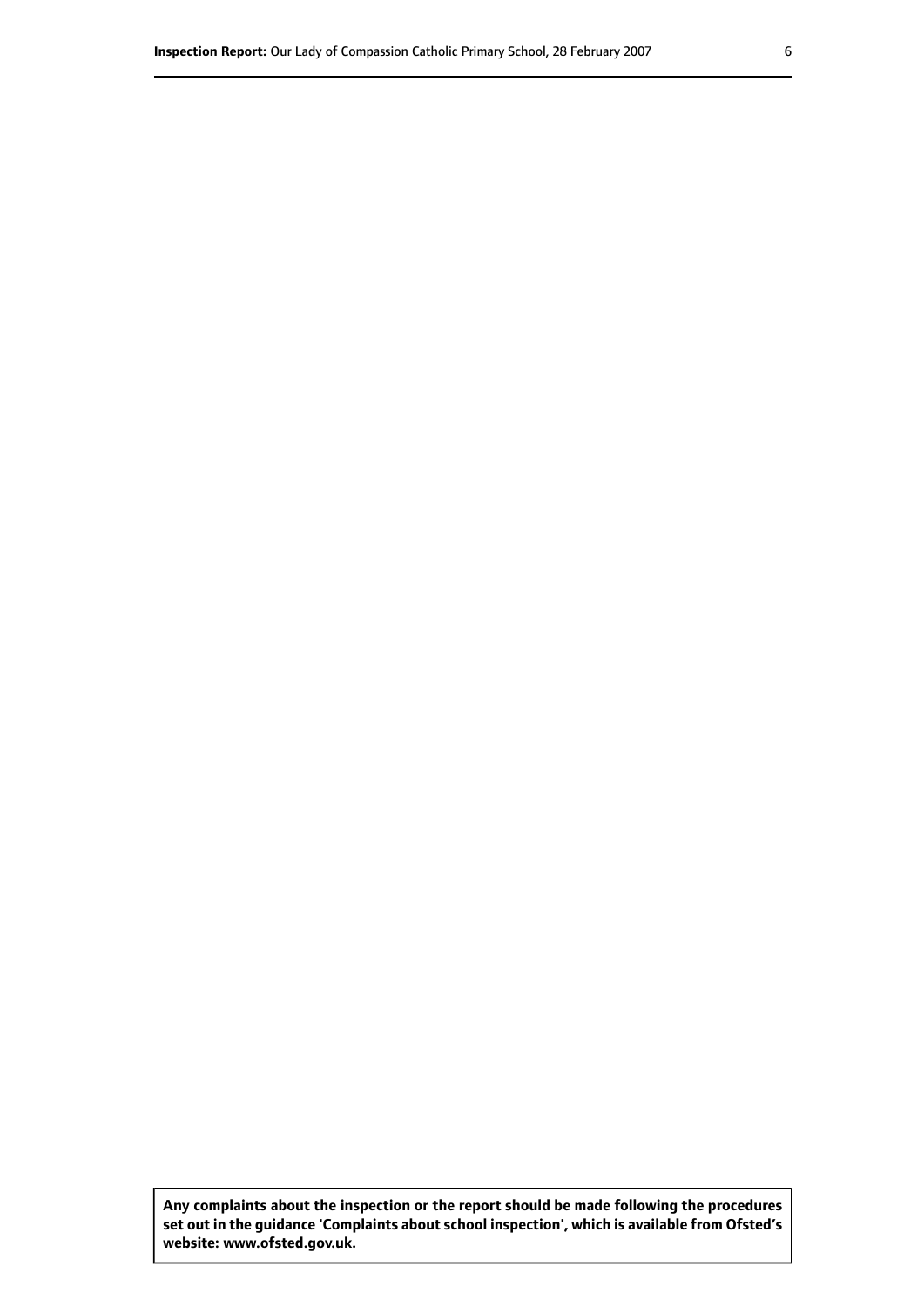**Any complaints about the inspection or the report should be made following the procedures set out in the guidance 'Complaints about school inspection', which is available from Ofsted's website: www.ofsted.gov.uk.**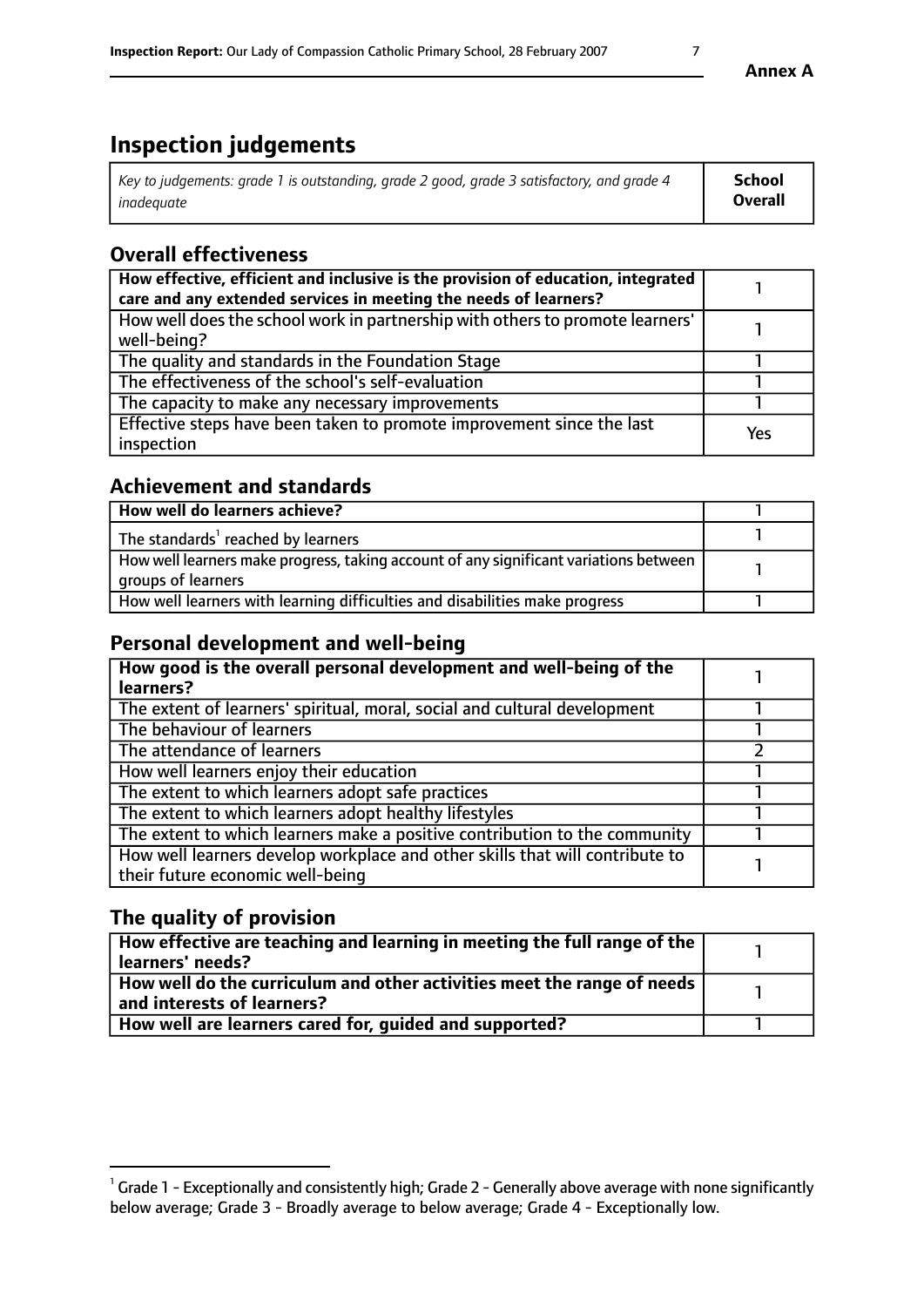# Inspection judgements

| *Key to judgements: grade 1 is outstanding, grade 2 good, grade 3 satisfactory, and grade 4 inadequate* | **School Overall** |
|---|---|

## Overall effectiveness

| | |
|---|---|
| **How effective, efficient and inclusive is the provision of education, integrated care and any extended services in meeting the needs of learners?** | 1 |
| How well does the school work in partnership with others to promote learners' well-being? | 1 |
| The quality and standards in the Foundation Stage | 1 |
| The effectiveness of the school's self-evaluation | 1 |
| The capacity to make any necessary improvements | 1 |
| Effective steps have been taken to promote improvement since the last inspection | Yes |

## Achievement and standards

| | |
|---|---|
| **How well do learners achieve?** | 1 |
| The standards[1] reached by learners | 1 |
| How well learners make progress, taking account of any significant variations between groups of learners | 1 |
| How well learners with learning difficulties and disabilities make progress | 1 |

## Personal development and well-being

| | |
|---|---|
| **How good is the overall personal development and well-being of the learners?** | 1 |
| The extent of learners' spiritual, moral, social and cultural development | 1 |
| The behaviour of learners | 1 |
| The attendance of learners | 2 |
| How well learners enjoy their education | 1 |
| The extent to which learners adopt safe practices | 1 |
| The extent to which learners adopt healthy lifestyles | 1 |
| The extent to which learners make a positive contribution to the community | 1 |
| How well learners develop workplace and other skills that will contribute to their future economic well-being | 1 |

## The quality of provision

| | |
|---|---|
| **How effective are teaching and learning in meeting the full range of the learners' needs?** | 1 |
| **How well do the curriculum and other activities meet the range of needs and interests of learners?** | 1 |
| **How well are learners cared for, guided and supported?** | 1 |

[1] Grade 1 - Exceptionally and consistently high; Grade 2 - Generally above average with none significantly below average; Grade 3 - Broadly average to below average; Grade 4 - Exceptionally low.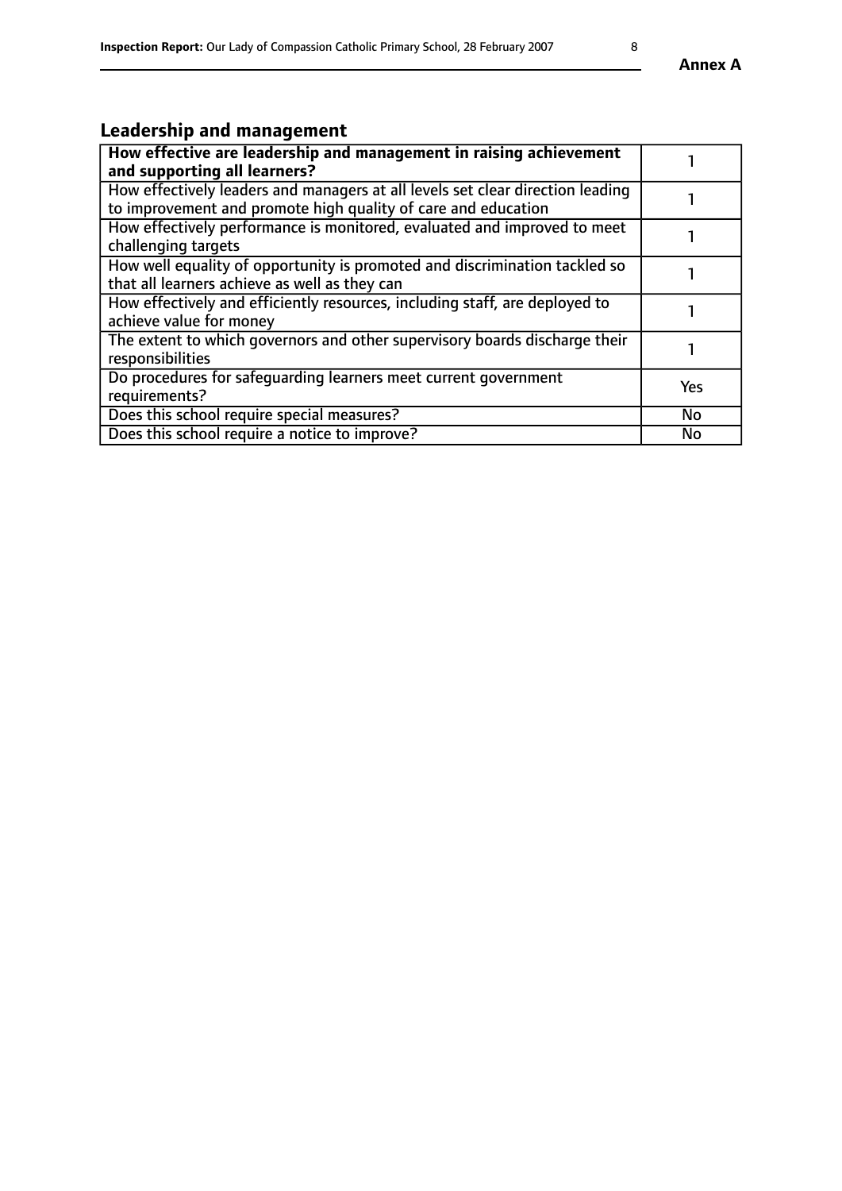## Leadership and management

| **How effective are leadership and management in raising achievement and supporting all learners?** | 1 |
|---|---|
| How effectively leaders and managers at all levels set clear direction leading to improvement and promote high quality of care and education | 1 |
| How effectively performance is monitored, evaluated and improved to meet challenging targets | 1 |
| How well equality of opportunity is promoted and discrimination tackled so that all learners achieve as well as they can | 1 |
| How effectively and efficiently resources, including staff, are deployed to achieve value for money | 1 |
| The extent to which governors and other supervisory boards discharge their responsibilities | 1 |
| Do procedures for safeguarding learners meet current government requirements? | Yes |
| Does this school require special measures? | No |
| Does this school require a notice to improve? | No |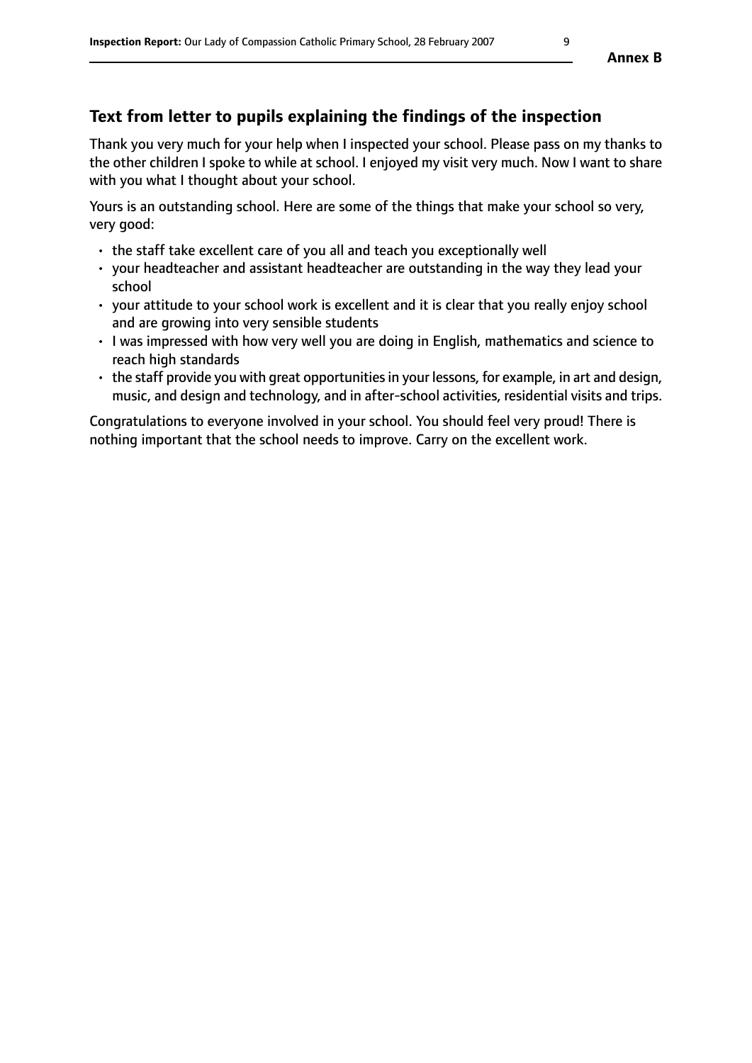## Text from letter to pupils explaining the findings of the inspection

Thank you very much for your help when I inspected your school. Please pass on my thanks to the other children I spoke to while at school. I enjoyed my visit very much. Now I want to share with you what I thought about your school.

Yours is an outstanding school. Here are some of the things that make your school so very, very good:

- the staff take excellent care of you all and teach you exceptionally well
- your headteacher and assistant headteacher are outstanding in the way they lead your school
- your attitude to your school work is excellent and it is clear that you really enjoy school and are growing into very sensible students
- I was impressed with how very well you are doing in English, mathematics and science to reach high standards
- the staff provide you with great opportunities in your lessons, for example, in art and design, music, and design and technology, and in after-school activities, residential visits and trips.

Congratulations to everyone involved in your school. You should feel very proud! There is nothing important that the school needs to improve. Carry on the excellent work.